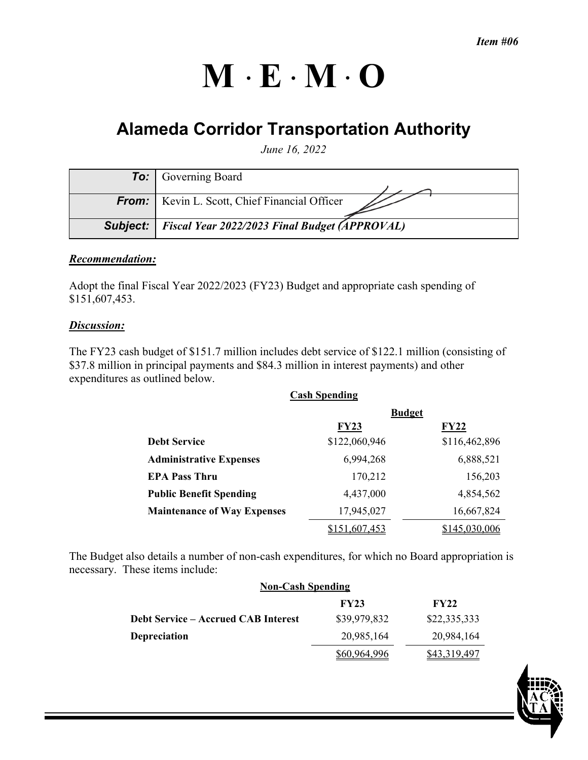*Item #06*

# M · E · M · O

## Alameda Corridor Transportation Authority

*June 16, 2022*

| | |
|---|---|
| **To:** | Governing Board |
| **From:** | Kevin L. Scott, Chief Financial Officer |
| **Subject:** | ***Fiscal Year 2022/2023 Final Budget (APPROVAL)*** |

***Recommendation:***

Adopt the final Fiscal Year 2022/2023 (FY23) Budget and appropriate cash spending of $151,607,453.

***Discussion:***

The FY23 cash budget of $151.7 million includes debt service of $122.1 million (consisting of $37.8 million in principal payments and $84.3 million in interest payments) and other expenditures as outlined below.

**Cash Spending**

| | Budget | |
|---|---|---|
| | **FY23** | **FY22** |
| **Debt Service** | $122,060,946 | $116,462,896 |
| **Administrative Expenses** | 6,994,268 | 6,888,521 |
| **EPA Pass Thru** | 170,212 | 156,203 |
| **Public Benefit Spending** | 4,437,000 | 4,854,562 |
| **Maintenance of Way Expenses** | 17,945,027 | 16,667,824 |
| | $151,607,453 | $145,030,006 |

The Budget also details a number of non-cash expenditures, for which no Board appropriation is necessary. These items include:

**Non-Cash Spending**

| | **FY23** | **FY22** |
|---|---|---|
| **Debt Service – Accrued CAB Interest** | $39,979,832 | $22,335,333 |
| **Depreciation** | 20,985,164 | 20,984,164 |
| | $60,964,996 | $43,319,497 |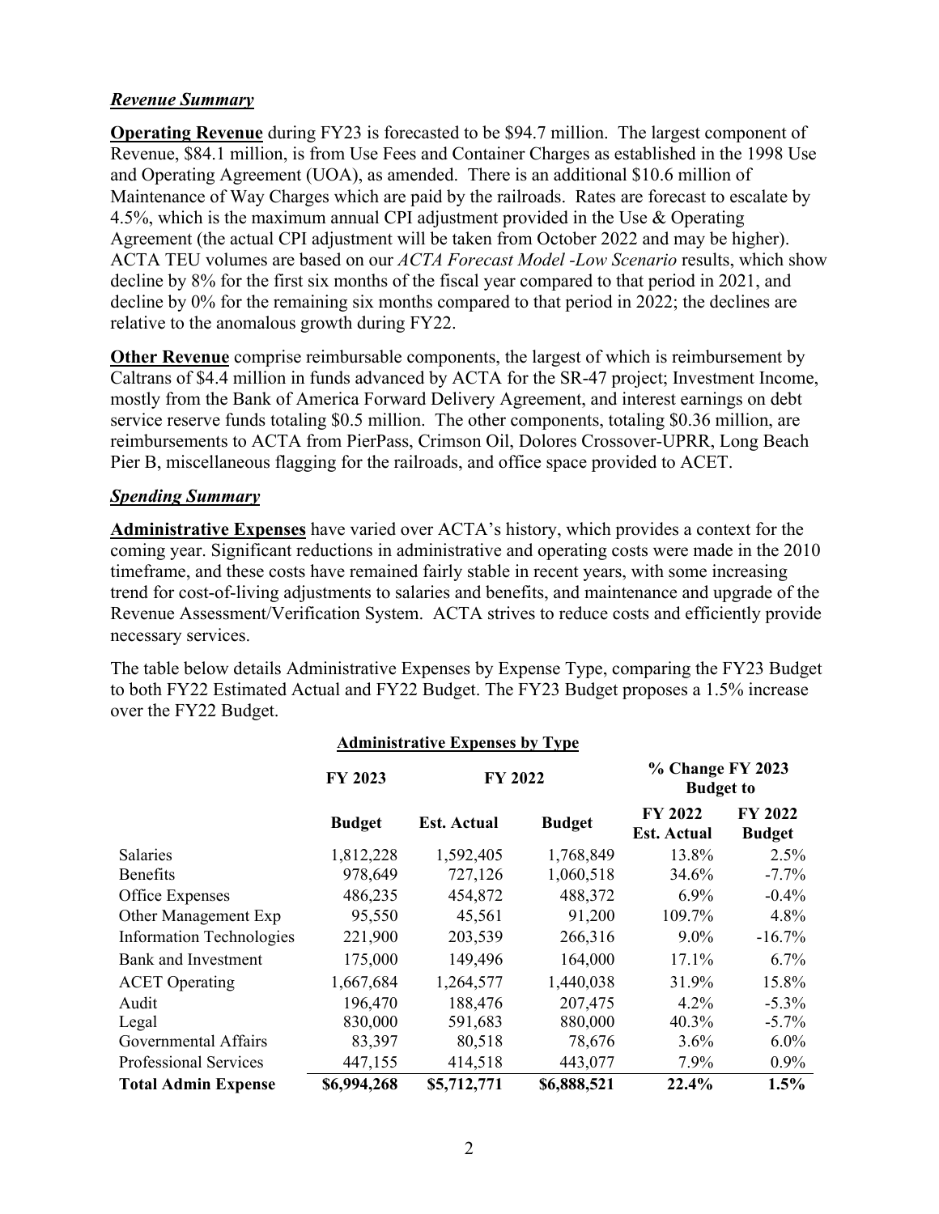### *Revenue Summary*

**Operating Revenue** during FY23 is forecasted to be $94.7 million. The largest component of Revenue, $84.1 million, is from Use Fees and Container Charges as established in the 1998 Use and Operating Agreement (UOA), as amended. There is an additional $10.6 million of Maintenance of Way Charges which are paid by the railroads. Rates are forecast to escalate by 4.5%, which is the maximum annual CPI adjustment provided in the Use & Operating Agreement (the actual CPI adjustment will be taken from October 2022 and may be higher). ACTA TEU volumes are based on our *ACTA Forecast Model -Low Scenario* results, which show decline by 8% for the first six months of the fiscal year compared to that period in 2021, and decline by 0% for the remaining six months compared to that period in 2022; the declines are relative to the anomalous growth during FY22.

**Other Revenue** comprise reimbursable components, the largest of which is reimbursement by Caltrans of $4.4 million in funds advanced by ACTA for the SR-47 project; Investment Income, mostly from the Bank of America Forward Delivery Agreement, and interest earnings on debt service reserve funds totaling $0.5 million. The other components, totaling $0.36 million, are reimbursements to ACTA from PierPass, Crimson Oil, Dolores Crossover-UPRR, Long Beach Pier B, miscellaneous flagging for the railroads, and office space provided to ACET.

### *Spending Summary*

**Administrative Expenses** have varied over ACTA's history, which provides a context for the coming year. Significant reductions in administrative and operating costs were made in the 2010 timeframe, and these costs have remained fairly stable in recent years, with some increasing trend for cost-of-living adjustments to salaries and benefits, and maintenance and upgrade of the Revenue Assessment/Verification System. ACTA strives to reduce costs and efficiently provide necessary services.

The table below details Administrative Expenses by Expense Type, comparing the FY23 Budget to both FY22 Estimated Actual and FY22 Budget. The FY23 Budget proposes a 1.5% increase over the FY22 Budget.

**Administrative Expenses by Type**

| | FY 2023 | FY 2022 | | % Change FY 2023 Budget to | |
|---|---|---|---|---|---|
| | **Budget** | **Est. Actual** | **Budget** | **FY 2022 Est. Actual** | **FY 2022 Budget** |
| Salaries | 1,812,228 | 1,592,405 | 1,768,849 | 13.8% | 2.5% |
| Benefits | 978,649 | 727,126 | 1,060,518 | 34.6% | -7.7% |
| Office Expenses | 486,235 | 454,872 | 488,372 | 6.9% | -0.4% |
| Other Management Exp | 95,550 | 45,561 | 91,200 | 109.7% | 4.8% |
| Information Technologies | 221,900 | 203,539 | 266,316 | 9.0% | -16.7% |
| Bank and Investment | 175,000 | 149,496 | 164,000 | 17.1% | 6.7% |
| ACET Operating | 1,667,684 | 1,264,577 | 1,440,038 | 31.9% | 15.8% |
| Audit | 196,470 | 188,476 | 207,475 | 4.2% | -5.3% |
| Legal | 830,000 | 591,683 | 880,000 | 40.3% | -5.7% |
| Governmental Affairs | 83,397 | 80,518 | 78,676 | 3.6% | 6.0% |
| Professional Services | 447,155 | 414,518 | 443,077 | 7.9% | 0.9% |
| **Total Admin Expense** | **$6,994,268** | **$5,712,771** | **$6,888,521** | **22.4%** | **1.5%** |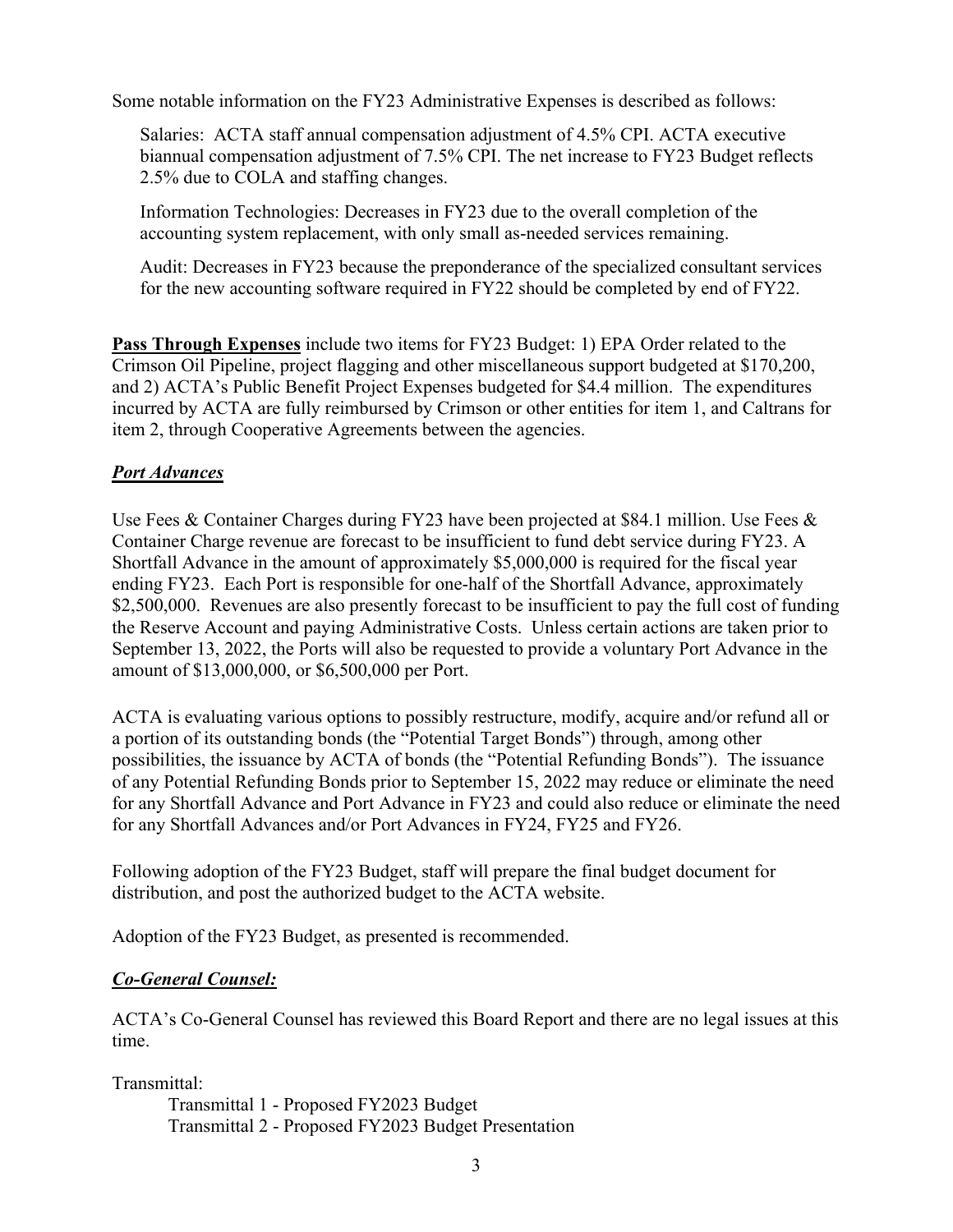Some notable information on the FY23 Administrative Expenses is described as follows:

Salaries: ACTA staff annual compensation adjustment of 4.5% CPI. ACTA executive biannual compensation adjustment of 7.5% CPI. The net increase to FY23 Budget reflects 2.5% due to COLA and staffing changes.

Information Technologies: Decreases in FY23 due to the overall completion of the accounting system replacement, with only small as-needed services remaining.

Audit: Decreases in FY23 because the preponderance of the specialized consultant services for the new accounting software required in FY22 should be completed by end of FY22.

**Pass Through Expenses** include two items for FY23 Budget: 1) EPA Order related to the Crimson Oil Pipeline, project flagging and other miscellaneous support budgeted at $170,200, and 2) ACTA's Public Benefit Project Expenses budgeted for $4.4 million. The expenditures incurred by ACTA are fully reimbursed by Crimson or other entities for item 1, and Caltrans for item 2, through Cooperative Agreements between the agencies.

***Port Advances***

Use Fees & Container Charges during FY23 have been projected at $84.1 million. Use Fees & Container Charge revenue are forecast to be insufficient to fund debt service during FY23. A Shortfall Advance in the amount of approximately $5,000,000 is required for the fiscal year ending FY23. Each Port is responsible for one-half of the Shortfall Advance, approximately $2,500,000. Revenues are also presently forecast to be insufficient to pay the full cost of funding the Reserve Account and paying Administrative Costs. Unless certain actions are taken prior to September 13, 2022, the Ports will also be requested to provide a voluntary Port Advance in the amount of $13,000,000, or $6,500,000 per Port.

ACTA is evaluating various options to possibly restructure, modify, acquire and/or refund all or a portion of its outstanding bonds (the "Potential Target Bonds") through, among other possibilities, the issuance by ACTA of bonds (the "Potential Refunding Bonds"). The issuance of any Potential Refunding Bonds prior to September 15, 2022 may reduce or eliminate the need for any Shortfall Advance and Port Advance in FY23 and could also reduce or eliminate the need for any Shortfall Advances and/or Port Advances in FY24, FY25 and FY26.

Following adoption of the FY23 Budget, staff will prepare the final budget document for distribution, and post the authorized budget to the ACTA website.

Adoption of the FY23 Budget, as presented is recommended.

***Co-General Counsel:***

ACTA's Co-General Counsel has reviewed this Board Report and there are no legal issues at this time.

Transmittal:

Transmittal 1 - Proposed FY2023 Budget
Transmittal 2 - Proposed FY2023 Budget Presentation